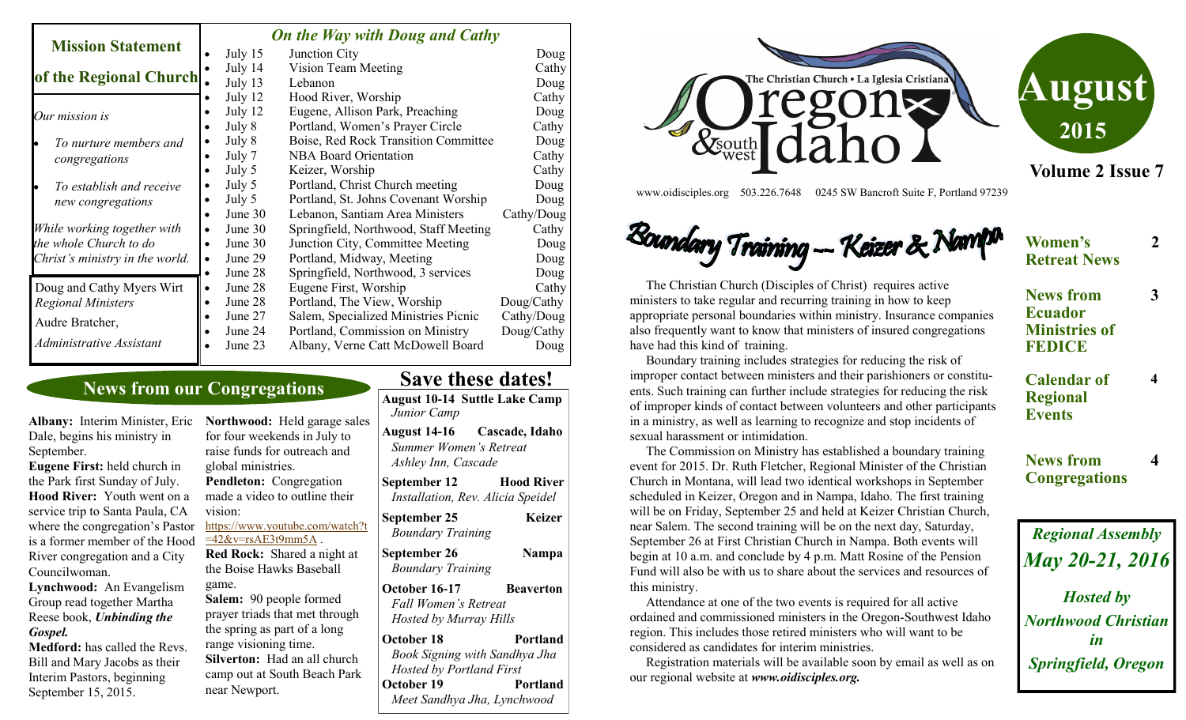## Mission Statement of the Regional Church

*Our mission is*

- *To nurture members and congregations*
- *To establish and receive new congregations*

*While working together with the whole Church to do Christ's ministry in the world.*

Doug and Cathy Myers Wirt
*Regional Ministers*

Audre Bratcher,
*Administrative Assistant*

## *On the Way with Doug and Cathy*

| Date | Event | Who |
|---|---|---|
| July 15 | Junction City | Doug |
| July 14 | Vision Team Meeting | Cathy |
| July 13 | Lebanon | Doug |
| July 12 | Hood River, Worship | Cathy |
| July 12 | Eugene, Allison Park, Preaching | Doug |
| July 8 | Portland, Women's Prayer Circle | Cathy |
| July 8 | Boise, Red Rock Transition Committee | Doug |
| July 7 | NBA Board Orientation | Cathy |
| July 5 | Keizer, Worship | Cathy |
| July 5 | Portland, Christ Church meeting | Doug |
| July 5 | Portland, St. Johns Covenant Worship | Doug |
| June 30 | Lebanon, Santiam Area Ministers | Cathy/Doug |
| June 30 | Springfield, Northwood, Staff Meeting | Cathy |
| June 30 | Junction City, Committee Meeting | Doug |
| June 29 | Portland, Midway, Meeting | Doug |
| June 28 | Springfield, Northwood, 3 services | Doug |
| June 28 | Eugene First, Worship | Cathy |
| June 28 | Portland, The View, Worship | Doug/Cathy |
| June 27 | Salem, Specialized Ministries Picnic | Cathy/Doug |
| June 24 | Portland, Commission on Ministry | Doug/Cathy |
| June 23 | Albany, Verne Catt McDowell Board | Doug |

The Christian Church • La Iglesia Cristiana
# Oregon & southwest Idaho

www.oidisciples.org 503.226.7648 0245 SW Bancroft Suite F, Portland 97239

**August 2015**

**Volume 2 Issue 7**

| | |
|---|---|
| **Women's Retreat News** | **2** |
| **News from Ecuador Ministries of FEDICE** | **3** |
| **Calendar of Regional Events** | **4** |
| **News from Congregations** | **4** |

## News from our Congregations

**Albany:** Interim Minister, Eric Dale, begins his ministry in September.

**Eugene First:** held church in the Park first Sunday of July.

**Hood River:** Youth went on a service trip to Santa Paula, CA where the congregation's Pastor is a former member of the Hood River congregation and a City Councilwoman.

**Lynchwood:** An Evangelism Group read together Martha Reese book, ***Unbinding the Gospel.***

**Medford:** has called the Revs. Bill and Mary Jacobs as their Interim Pastors, beginning September 15, 2015.

**Northwood:** Held garage sales for four weekends in July to raise funds for outreach and global ministries.

**Pendleton:** Congregation made a video to outline their vision: https://www.youtube.com/watch?t=42&v=rsAE3t9mm5A .

**Red Rock:** Shared a night at the Boise Hawks Baseball game.

**Salem:** 90 people formed prayer triads that met through the spring as part of a long range visioning time.

**Silverton:** Had an all church camp out at South Beach Park near Newport.

## Save these dates!

**August 10-14 Suttle Lake Camp**
*Junior Camp*

**August 14-16 Cascade, Idaho**
*Summer Women's Retreat*
*Ashley Inn, Cascade*

**September 12 Hood River**
*Installation, Rev. Alicia Speidel*

**September 25 Keizer**
*Boundary Training*

**September 26 Nampa**
*Boundary Training*

**October 16-17 Beaverton**
*Fall Women's Retreat*
*Hosted by Murray Hills*

**October 18 Portland**
*Book Signing with Sandhya Jha*
*Hosted by Portland First*

**October 19 Portland**
*Meet Sandhya Jha, Lynchwood*

## *Boundary Training — Keizer & Nampa*

The Christian Church (Disciples of Christ) requires active ministers to take regular and recurring training in how to keep appropriate personal boundaries within ministry. Insurance companies also frequently want to know that ministers of insured congregations have had this kind of training.

Boundary training includes strategies for reducing the risk of improper contact between ministers and their parishioners or constituents. Such training can further include strategies for reducing the risk of improper kinds of contact between volunteers and other participants in a ministry, as well as learning to recognize and stop incidents of sexual harassment or intimidation.

The Commission on Ministry has established a boundary training event for 2015. Dr. Ruth Fletcher, Regional Minister of the Christian Church in Montana, will lead two identical workshops in September scheduled in Keizer, Oregon and in Nampa, Idaho. The first training will be on Friday, September 25 and held at Keizer Christian Church, near Salem. The second training will be on the next day, Saturday, September 26 at First Christian Church in Nampa. Both events will begin at 10 a.m. and conclude by 4 p.m. Matt Rosine of the Pension Fund will also be with us to share about the services and resources of this ministry.

Attendance at one of the two events is required for all active ordained and commissioned ministers in the Oregon-Southwest Idaho region. This includes those retired ministers who will want to be considered as candidates for interim ministries.

Registration materials will be available soon by email as well as on our regional website at ***www.oidisciples.org.***

***Regional Assembly May 20-21, 2016***

***Hosted by Northwood Christian in Springfield, Oregon***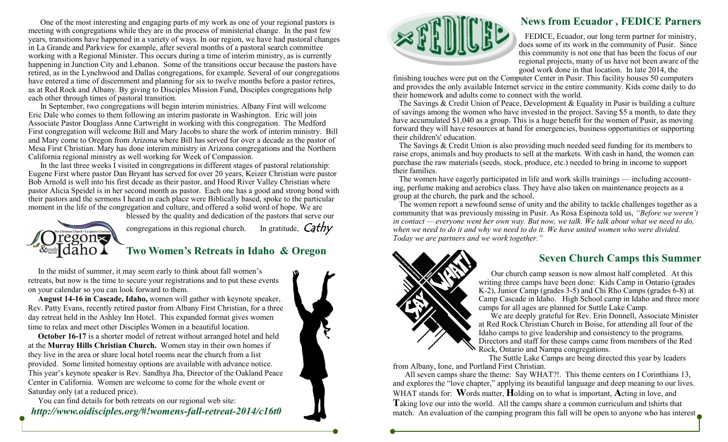One of the most interesting and engaging parts of my work as one of your regional pastors is meeting with congregations while they are in the process of ministerial change. In the past few years, transitions have happened in a variety of ways. In our region, we have had pastoral changes in La Grande and Parkview for example, after several months of a pastoral search committee working with a Regional Minister. This occurs during a time of interim ministry, as is currently happening in Junction City and Lebanon. Some of the transitions occur because the pastors have retired, as in the Lynchwood and Dallas congregations, for example. Several of our congregations have entered a time of discernment and planning for six to twelve months before a pastor retires, as at Red Rock and Albany. By giving to Disciples Mission Fund, Disciples congregations help each other through times of pastoral transition.

In September, two congregations will begin interim ministries. Albany First will welcome Eric Dale who comes to them following an interim pastorate in Washington. Eric will join Associate Pastor Douglass Anne Cartwright in working with this congregation. The Medford First congregation will welcome Bill and Mary Jacobs to share the work of interim ministry. Bill and Mary come to Oregon from Arizona where Bill has served for over a decade as the pastor of Mesa First Christian. Mary has done interim ministry in Arizona congregations and the Northern California regional ministry as well working for Week of Compassion.

In the last three weeks I visited in congregations in different stages of pastoral relationship: Eugene First where pastor Dan Bryant has served for over 20 years, Keizer Christian were pastor Bob Arnold is well into his first decade as their pastor, and Hood River Valley Christian where pastor Alicia Speidel is in her second month as pastor. Each one has a good and strong bond with their pastors and the sermons I heard in each place were Biblically based, spoke to the particular moment in the life of the congregation and culture, and offered a solid word of hope. We are blessed by the quality and dedication of the pastors that serve our congregations in this regional church. In gratitude, *Cathy*

## Two Women's Retreats in Idaho & Oregon

In the midst of summer, it may seem early to think about fall women's retreats, but now is the time to secure your registrations and to put these events on your calendar so you can look forward to them.

**August 14-16 in Cascade, Idaho,** women will gather with keynote speaker, Rev. Patty Evans, recently retired pastor from Albany First Christian, for a three day retreat held in the Ashley Inn Hotel. This expanded format gives women time to relax and meet other Disciples Women in a beautiful location.

**October 16-17** is a shorter model of retreat without arranged hotel and held at the **Murray Hills Christian Church.** Women stay in their own homes if they live in the area or share local hotel rooms near the church from a list provided. Some limited homestay options are available with advance notice. This year's keynote speaker is Rev. Sandhya Jha, Director of the Oakland Peace Center in California. Women are welcome to come for the whole event or Saturday only (at a reduced price).

You can find details for both retreats on our regional web site:

***http://www.oidisciples.org/#!womens-fall-retreat-2014/c16t0***

## News from Ecuador , FEDICE Parners

FEDICE, Ecuador, our long term partner for ministry, does some of its work in the community of Pusir. Since this community is not one that has been the focus of our regional projects, many of us have not been aware of the good work done in that location. In late 2014, the finishing touches were put on the Computer Center in Pusir. This facility houses 50 computers and provides the only available Internet service in the entire community. Kids come daily to do their homework and adults come to connect with the world.

The Savings & Credit Union of Peace, Development & Equality in Pusir is building a culture of savings among the women who have invested in the project. Saving $5 a month, to date they have accumulated $1,040 as a group. This is a huge benefit for the women of Pusir, as moving forward they will have resources at hand for emergencies, business opportunities or supporting their children's' education.

The Savings & Credit Union is also providing much needed seed funding for its members to raise crops, animals and buy products to sell at the markets. With cash in hand, the women can purchase the raw materials (seeds, stock, produce, etc.) needed to bring in income to support their families.

The women have eagerly participated in life and work skills trainings — including accounting, perfume making and aerobics class. They have also taken on maintenance projects as a group at the church, the park and the school.

The women report a newfound sense of unity and the ability to tackle challenges together as a community that was previously missing in Pusir. As Rosa Espinoza told us, *"Before we weren't in contact — everyone went her own way. But now, we talk. We talk about what we need to do, when we need to do it and why we need to do it. We have united women who were divided. Today we are partners and we work together."*

## Seven Church Camps this Summer

Our church camp season is now almost half completed. At this writing three camps have been done: Kids Camp in Ontario (grades K-2), Junior Camp (grades 3-5) and Chi Rho Camps (grades 6-8) at Camp Cascade in Idaho. High School camp in Idaho and three more camps for all ages are planned for Suttle Lake Camp.

We are deeply grateful for Rev. Erin Donnell, Associate Minister at Red Rock Christian Church in Boise, for attending all four of the Idaho camps to give leadership and consistency to the programs. Directors and staff for these camps came from members of the Red Rock, Ontario and Nampa congregations.

The Suttle Lake Camps are being directed this year by leaders from Albany, Ione, and Portland First Christian.

All seven camps share the theme: Say WHAT?!. This theme centers on I Corinthians 13, and explores the "love chapter," applying its beautiful language and deep meaning to our lives. WHAT stands for: **W**ords matter, **H**olding on to what is important, **A**cting in love, and **T**aking love our into the world. All the camps share a common curriculum and tshirts that match. An evaluation of the camping program this fall will be open to anyone who has interest.